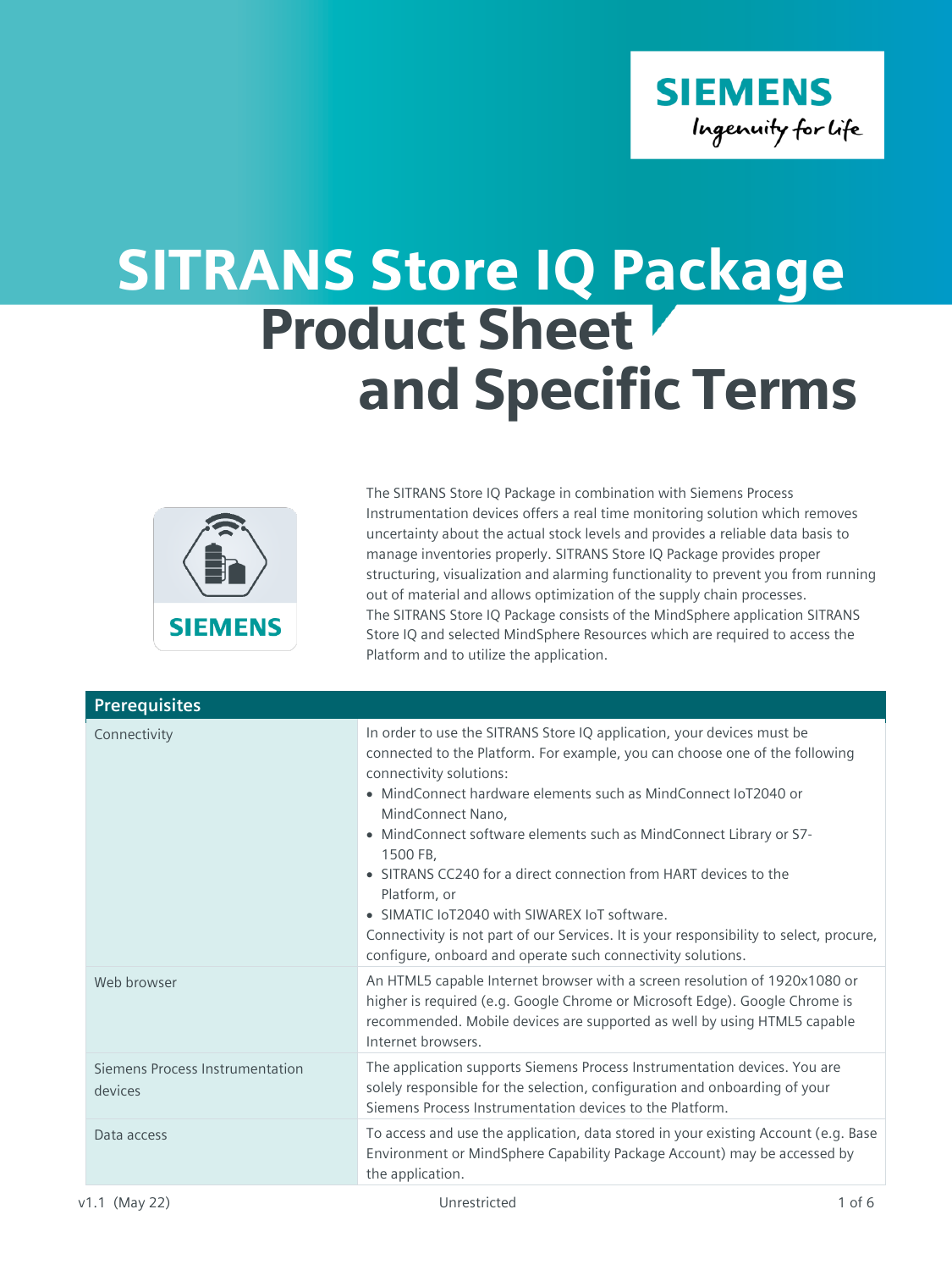# SITRANS Store IQ Package Product Sheet and Specific Terms

The SITRANS Store IQ Package in combination with Siemens Process Instrumentation devices offers a real time monitoring solution which removes uncertainty about the actual stock levels and provides a reliable data basis to manage inventories properly. SITRANS Store IQ Package provides proper structuring, visualization and alarming functionality to prevent you from running out of material and allows optimization of the supply chain processes.
The SITRANS Store IQ Package consists of the MindSphere application SITRANS Store IQ and selected MindSphere Resources which are required to access the Platform and to utilize the application.

| Prerequisites | |
|---|---|
| Connectivity | In order to use the SITRANS Store IQ application, your devices must be connected to the Platform. For example, you can choose one of the following connectivity solutions:<br>• MindConnect hardware elements such as MindConnect IoT2040 or MindConnect Nano,<br>• MindConnect software elements such as MindConnect Library or S7-1500 FB,<br>• SITRANS CC240 for a direct connection from HART devices to the Platform, or<br>• SIMATIC IoT2040 with SIWAREX IoT software.<br>Connectivity is not part of our Services. It is your responsibility to select, procure, configure, onboard and operate such connectivity solutions. |
| Web browser | An HTML5 capable Internet browser with a screen resolution of 1920x1080 or higher is required (e.g. Google Chrome or Microsoft Edge). Google Chrome is recommended. Mobile devices are supported as well by using HTML5 capable Internet browsers. |
| Siemens Process Instrumentation devices | The application supports Siemens Process Instrumentation devices. You are solely responsible for the selection, configuration and onboarding of your Siemens Process Instrumentation devices to the Platform. |
| Data access | To access and use the application, data stored in your existing Account (e.g. Base Environment or MindSphere Capability Package Account) may be accessed by the application. |

v1.1 (May 22) Unrestricted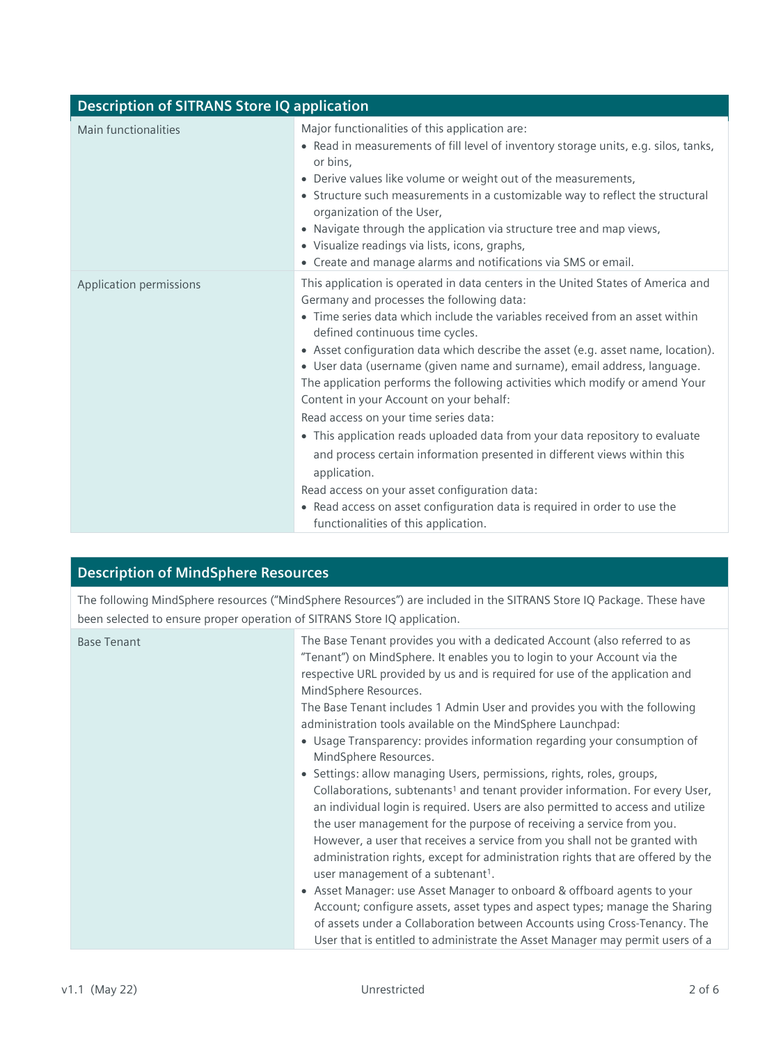## Description of SITRANS Store IQ application

| | |
|---|---|
| Main functionalities | Major functionalities of this application are:<br>• Read in measurements of fill level of inventory storage units, e.g. silos, tanks, or bins,<br>• Derive values like volume or weight out of the measurements,<br>• Structure such measurements in a customizable way to reflect the structural organization of the User,<br>• Navigate through the application via structure tree and map views,<br>• Visualize readings via lists, icons, graphs,<br>• Create and manage alarms and notifications via SMS or email. |
| Application permissions | This application is operated in data centers in the United States of America and Germany and processes the following data:<br>• Time series data which include the variables received from an asset within defined continuous time cycles.<br>• Asset configuration data which describe the asset (e.g. asset name, location).<br>• User data (username (given name and surname), email address, language.<br>The application performs the following activities which modify or amend Your Content in your Account on your behalf:<br>Read access on your time series data:<br>• This application reads uploaded data from your data repository to evaluate and process certain information presented in different views within this application.<br>Read access on your asset configuration data:<br>• Read access on asset configuration data is required in order to use the functionalities of this application. |

## Description of MindSphere Resources

The following MindSphere resources ("MindSphere Resources") are included in the SITRANS Store IQ Package. These have been selected to ensure proper operation of SITRANS Store IQ application.

| | |
|---|---|
| Base Tenant | The Base Tenant provides you with a dedicated Account (also referred to as "Tenant") on MindSphere. It enables you to login to your Account via the respective URL provided by us and is required for use of the application and MindSphere Resources.<br>The Base Tenant includes 1 Admin User and provides you with the following administration tools available on the MindSphere Launchpad:<br>• Usage Transparency: provides information regarding your consumption of MindSphere Resources.<br>• Settings: allow managing Users, permissions, rights, roles, groups, Collaborations, subtenants[1] and tenant provider information. For every User, an individual login is required. Users are also permitted to access and utilize the user management for the purpose of receiving a service from you. However, a user that receives a service from you shall not be granted with administration rights, except for administration rights that are offered by the user management of a subtenant[1].<br>• Asset Manager: use Asset Manager to onboard & offboard agents to your Account; configure assets, asset types and aspect types; manage the Sharing of assets under a Collaboration between Accounts using Cross-Tenancy. The User that is entitled to administrate the Asset Manager may permit users of a |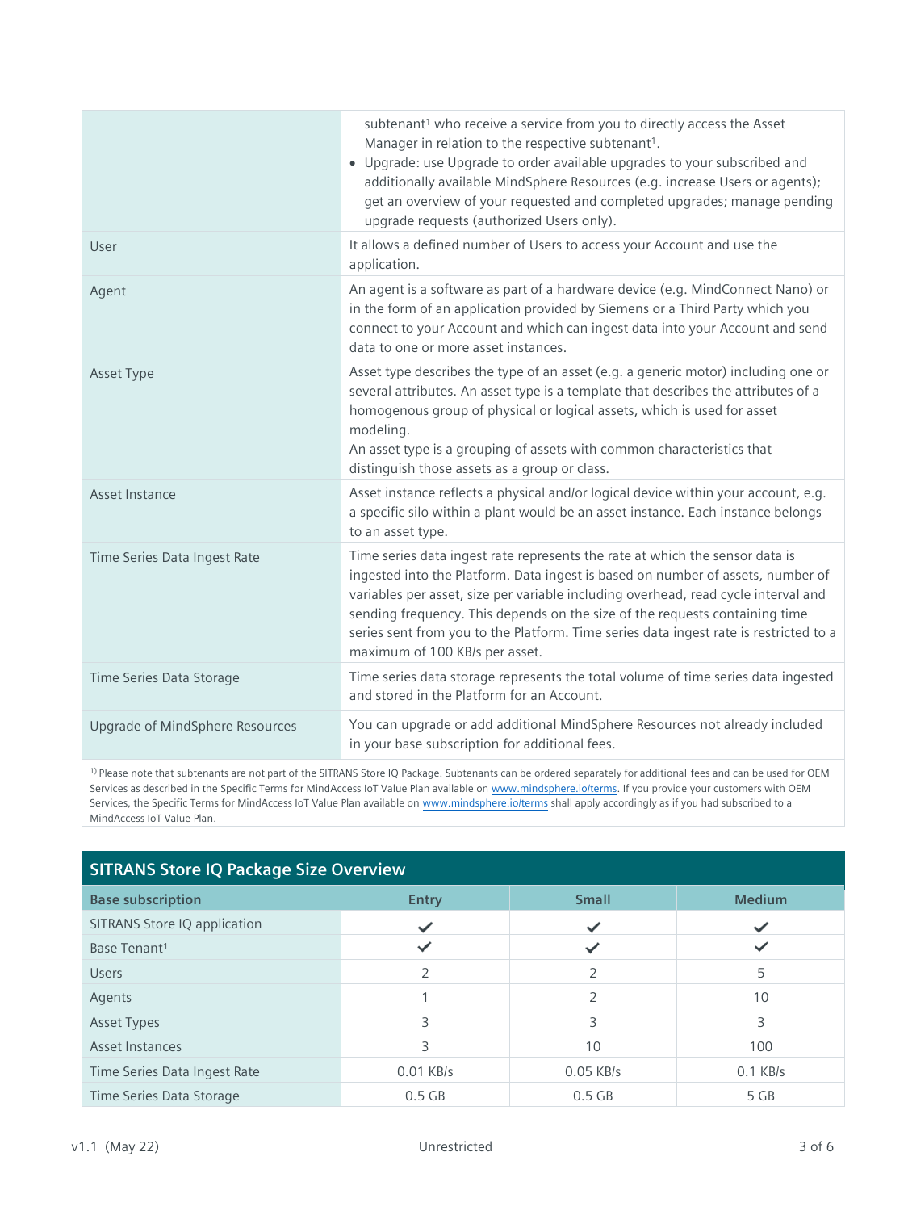| | |
|---|---|
| | subtenant[1] who receive a service from you to directly access the Asset Manager in relation to the respective subtenant[1].<br>• Upgrade: use Upgrade to order available upgrades to your subscribed and additionally available MindSphere Resources (e.g. increase Users or agents); get an overview of your requested and completed upgrades; manage pending upgrade requests (authorized Users only). |
| User | It allows a defined number of Users to access your Account and use the application. |
| Agent | An agent is a software as part of a hardware device (e.g. MindConnect Nano) or in the form of an application provided by Siemens or a Third Party which you connect to your Account and which can ingest data into your Account and send data to one or more asset instances. |
| Asset Type | Asset type describes the type of an asset (e.g. a generic motor) including one or several attributes. An asset type is a template that describes the attributes of a homogenous group of physical or logical assets, which is used for asset modeling.<br>An asset type is a grouping of assets with common characteristics that distinguish those assets as a group or class. |
| Asset Instance | Asset instance reflects a physical and/or logical device within your account, e.g. a specific silo within a plant would be an asset instance. Each instance belongs to an asset type. |
| Time Series Data Ingest Rate | Time series data ingest rate represents the rate at which the sensor data is ingested into the Platform. Data ingest is based on number of assets, number of variables per asset, size per variable including overhead, read cycle interval and sending frequency. This depends on the size of the requests containing time series sent from you to the Platform. Time series data ingest rate is restricted to a maximum of 100 KB/s per asset. |
| Time Series Data Storage | Time series data storage represents the total volume of time series data ingested and stored in the Platform for an Account. |
| Upgrade of MindSphere Resources | You can upgrade or add additional MindSphere Resources not already included in your base subscription for additional fees. |

[1] Please note that subtenants are not part of the SITRANS Store IQ Package. Subtenants can be ordered separately for additional fees and can be used for OEM Services as described in the Specific Terms for MindAccess IoT Value Plan available on www.mindsphere.io/terms. If you provide your customers with OEM Services, the Specific Terms for MindAccess IoT Value Plan available on www.mindsphere.io/terms shall apply accordingly as if you had subscribed to a MindAccess IoT Value Plan.

## SITRANS Store IQ Package Size Overview

| Base subscription | Entry | Small | Medium |
|---|---|---|---|
| SITRANS Store IQ application | ✓ | ✓ | ✓ |
| Base Tenant[1] | ✓ | ✓ | ✓ |
| Users | 2 | 2 | 5 |
| Agents | 1 | 2 | 10 |
| Asset Types | 3 | 3 | 3 |
| Asset Instances | 3 | 10 | 100 |
| Time Series Data Ingest Rate | 0.01 KB/s | 0.05 KB/s | 0.1 KB/s |
| Time Series Data Storage | 0.5 GB | 0.5 GB | 5 GB |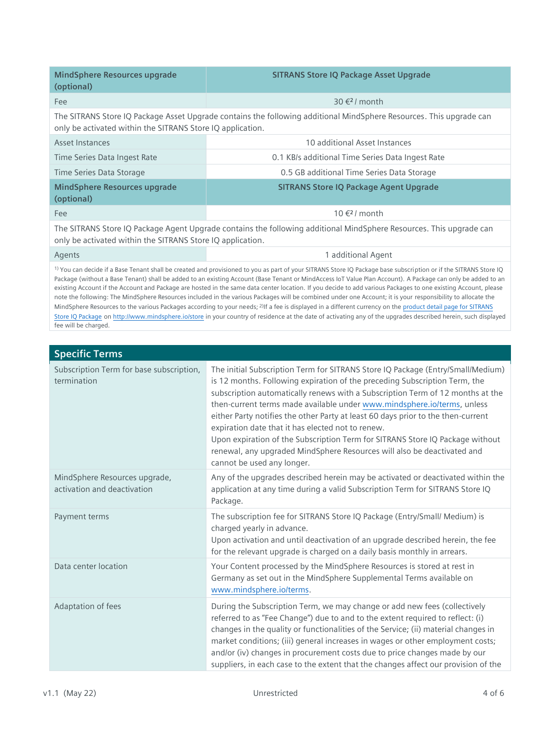| MindSphere Resources upgrade (optional) | SITRANS Store IQ Package Asset Upgrade |
|---|---|
| Fee | 30 €[2] / month |
| The SITRANS Store IQ Package Asset Upgrade contains the following additional MindSphere Resources. This upgrade can only be activated within the SITRANS Store IQ application. | |
| Asset Instances | 10 additional Asset Instances |
| Time Series Data Ingest Rate | 0.1 KB/s additional Time Series Data Ingest Rate |
| Time Series Data Storage | 0.5 GB additional Time Series Data Storage |
| **MindSphere Resources upgrade (optional)** | **SITRANS Store IQ Package Agent Upgrade** |
| Fee | 10 €[2] / month |
| The SITRANS Store IQ Package Agent Upgrade contains the following additional MindSphere Resources. This upgrade can only be activated within the SITRANS Store IQ application. | |
| Agents | 1 additional Agent |

[1] You can decide if a Base Tenant shall be created and provisioned to you as part of your SITRANS Store IQ Package base subscription or if the SITRANS Store IQ Package (without a Base Tenant) shall be added to an existing Account (Base Tenant or MindAccess IoT Value Plan Account). A Package can only be added to an existing Account if the Account and Package are hosted in the same data center location. If you decide to add various Packages to one existing Account, please note the following: The MindSphere Resources included in the various Packages will be combined under one Account; it is your responsibility to allocate the MindSphere Resources to the various Packages according to your needs; [2]If a fee is displayed in a different currency on the product detail page for SITRANS Store IQ Package on http://www.mindsphere.io/store in your country of residence at the date of activating any of the upgrades described herein, such displayed fee will be charged.

## Specific Terms

| | |
|---|---|
| Subscription Term for base subscription, termination | The initial Subscription Term for SITRANS Store IQ Package (Entry/Small/Medium) is 12 months. Following expiration of the preceding Subscription Term, the subscription automatically renews with a Subscription Term of 12 months at the then-current terms made available under www.mindsphere.io/terms, unless either Party notifies the other Party at least 60 days prior to the then-current expiration date that it has elected not to renew.<br>Upon expiration of the Subscription Term for SITRANS Store IQ Package without renewal, any upgraded MindSphere Resources will also be deactivated and cannot be used any longer. |
| MindSphere Resources upgrade, activation and deactivation | Any of the upgrades described herein may be activated or deactivated within the application at any time during a valid Subscription Term for SITRANS Store IQ Package. |
| Payment terms | The subscription fee for SITRANS Store IQ Package (Entry/Small/ Medium) is charged yearly in advance.<br>Upon activation and until deactivation of an upgrade described herein, the fee for the relevant upgrade is charged on a daily basis monthly in arrears. |
| Data center location | Your Content processed by the MindSphere Resources is stored at rest in Germany as set out in the MindSphere Supplemental Terms available on www.mindsphere.io/terms. |
| Adaptation of fees | During the Subscription Term, we may change or add new fees (collectively referred to as "Fee Change") due to and to the extent required to reflect: (i) changes in the quality or functionalities of the Service; (ii) material changes in market conditions; (iii) general increases in wages or other employment costs; and/or (iv) changes in procurement costs due to price changes made by our suppliers, in each case to the extent that the changes affect our provision of the |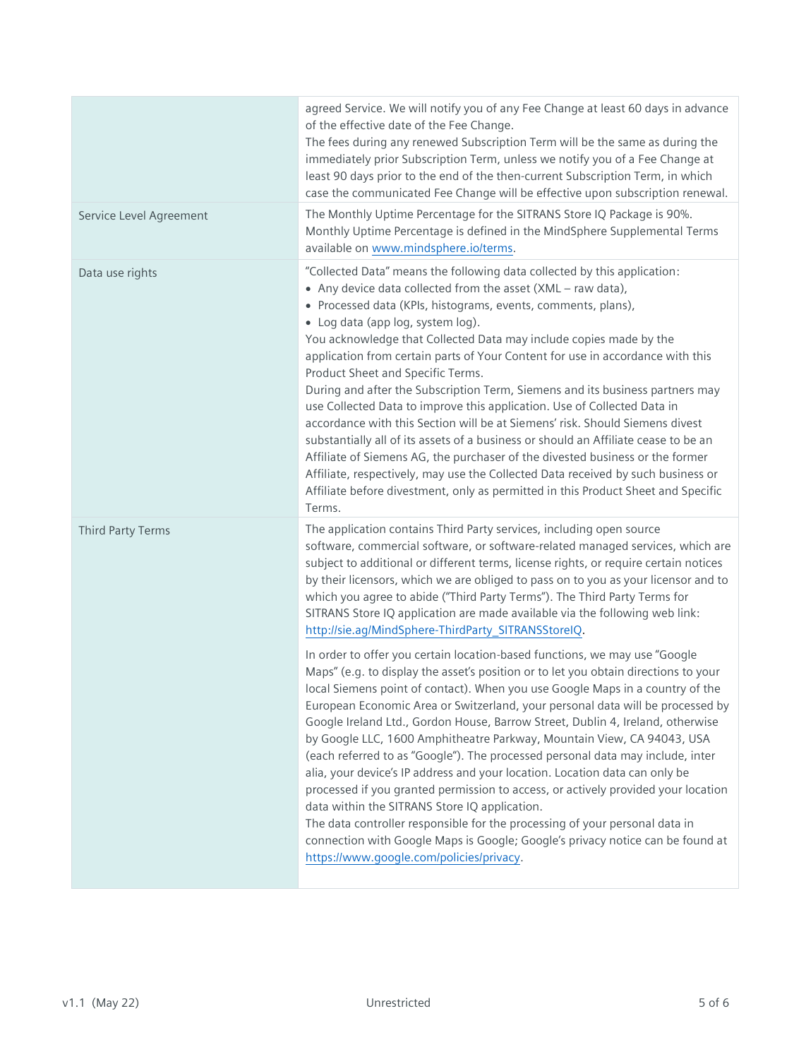| | |
|---|---|
| | agreed Service. We will notify you of any Fee Change at least 60 days in advance of the effective date of the Fee Change.<br>The fees during any renewed Subscription Term will be the same as during the immediately prior Subscription Term, unless we notify you of a Fee Change at least 90 days prior to the end of the then-current Subscription Term, in which case the communicated Fee Change will be effective upon subscription renewal. |
| Service Level Agreement | The Monthly Uptime Percentage for the SITRANS Store IQ Package is 90%. Monthly Uptime Percentage is defined in the MindSphere Supplemental Terms available on [www.mindsphere.io/terms](www.mindsphere.io/terms). |
| Data use rights | "Collected Data" means the following data collected by this application:<br>• Any device data collected from the asset (XML – raw data),<br>• Processed data (KPIs, histograms, events, comments, plans),<br>• Log data (app log, system log).<br>You acknowledge that Collected Data may include copies made by the application from certain parts of Your Content for use in accordance with this Product Sheet and Specific Terms.<br>During and after the Subscription Term, Siemens and its business partners may use Collected Data to improve this application. Use of Collected Data in accordance with this Section will be at Siemens' risk. Should Siemens divest substantially all of its assets of a business or should an Affiliate cease to be an Affiliate of Siemens AG, the purchaser of the divested business or the former Affiliate, respectively, may use the Collected Data received by such business or Affiliate before divestment, only as permitted in this Product Sheet and Specific Terms. |
| Third Party Terms | The application contains Third Party services, including open source software, commercial software, or software-related managed services, which are subject to additional or different terms, license rights, or require certain notices by their licensors, which we are obliged to pass on to you as your licensor and to which you agree to abide ("Third Party Terms"). The Third Party Terms for SITRANS Store IQ application are made available via the following web link: [http://sie.ag/MindSphere-ThirdParty_SITRANSStoreIQ](http://sie.ag/MindSphere-ThirdParty_SITRANSStoreIQ).<br><br>In order to offer you certain location-based functions, we may use "Google Maps" (e.g. to display the asset's position or to let you obtain directions to your local Siemens point of contact). When you use Google Maps in a country of the European Economic Area or Switzerland, your personal data will be processed by Google Ireland Ltd., Gordon House, Barrow Street, Dublin 4, Ireland, otherwise by Google LLC, 1600 Amphitheatre Parkway, Mountain View, CA 94043, USA (each referred to as "Google"). The processed personal data may include, inter alia, your device's IP address and your location. Location data can only be processed if you granted permission to access, or actively provided your location data within the SITRANS Store IQ application.<br>The data controller responsible for the processing of your personal data in connection with Google Maps is Google; Google's privacy notice can be found at [https://www.google.com/policies/privacy](https://www.google.com/policies/privacy). |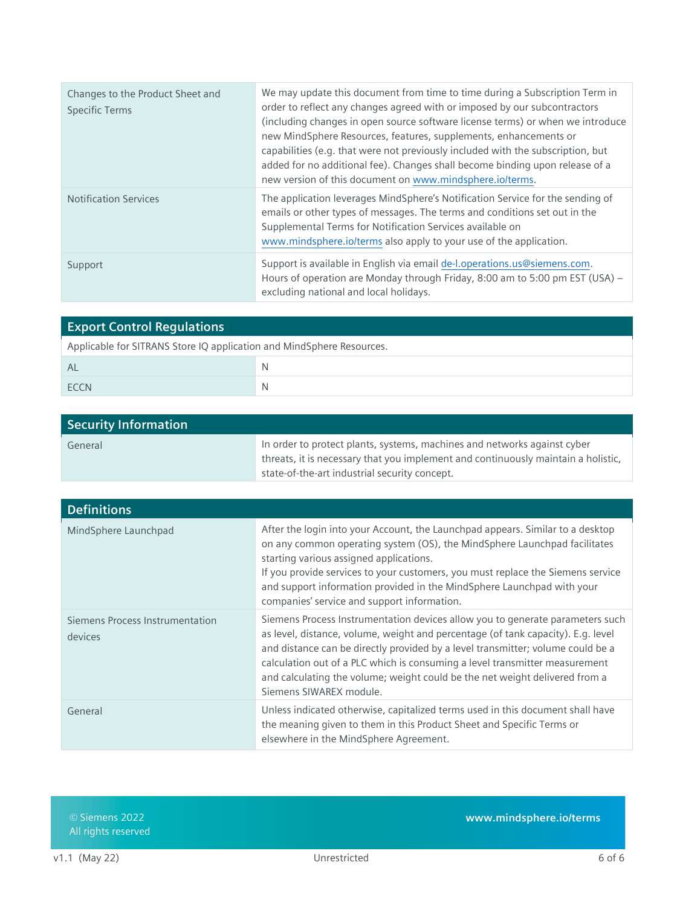| | |
|---|---|
| Changes to the Product Sheet and Specific Terms | We may update this document from time to time during a Subscription Term in order to reflect any changes agreed with or imposed by our subcontractors (including changes in open source software license terms) or when we introduce new MindSphere Resources, features, supplements, enhancements or capabilities (e.g. that were not previously included with the subscription, but added for no additional fee). Changes shall become binding upon release of a new version of this document on www.mindsphere.io/terms. |
| Notification Services | The application leverages MindSphere's Notification Service for the sending of emails or other types of messages. The terms and conditions set out in the Supplemental Terms for Notification Services available on www.mindsphere.io/terms also apply to your use of the application. |
| Support | Support is available in English via email de-l.operations.us@siemens.com. Hours of operation are Monday through Friday, 8:00 am to 5:00 pm EST (USA) – excluding national and local holidays. |

## Export Control Regulations

Applicable for SITRANS Store IQ application and MindSphere Resources.

| | |
|---|---|
| AL | N |
| ECCN | N |

## Security Information

| | |
|---|---|
| General | In order to protect plants, systems, machines and networks against cyber threats, it is necessary that you implement and continuously maintain a holistic, state-of-the-art industrial security concept. |

## Definitions

| | |
|---|---|
| MindSphere Launchpad | After the login into your Account, the Launchpad appears. Similar to a desktop on any common operating system (OS), the MindSphere Launchpad facilitates starting various assigned applications.<br>If you provide services to your customers, you must replace the Siemens service and support information provided in the MindSphere Launchpad with your companies' service and support information. |
| Siemens Process Instrumentation devices | Siemens Process Instrumentation devices allow you to generate parameters such as level, distance, volume, weight and percentage (of tank capacity). E.g. level and distance can be directly provided by a level transmitter; volume could be a calculation out of a PLC which is consuming a level transmitter measurement and calculating the volume; weight could be the net weight delivered from a Siemens SIWAREX module. |
| General | Unless indicated otherwise, capitalized terms used in this document shall have the meaning given to them in this Product Sheet and Specific Terms or elsewhere in the MindSphere Agreement. |

© Siemens 2022
All rights reserved

www.mindsphere.io/terms

v1.1 (May 22) Unrestricted